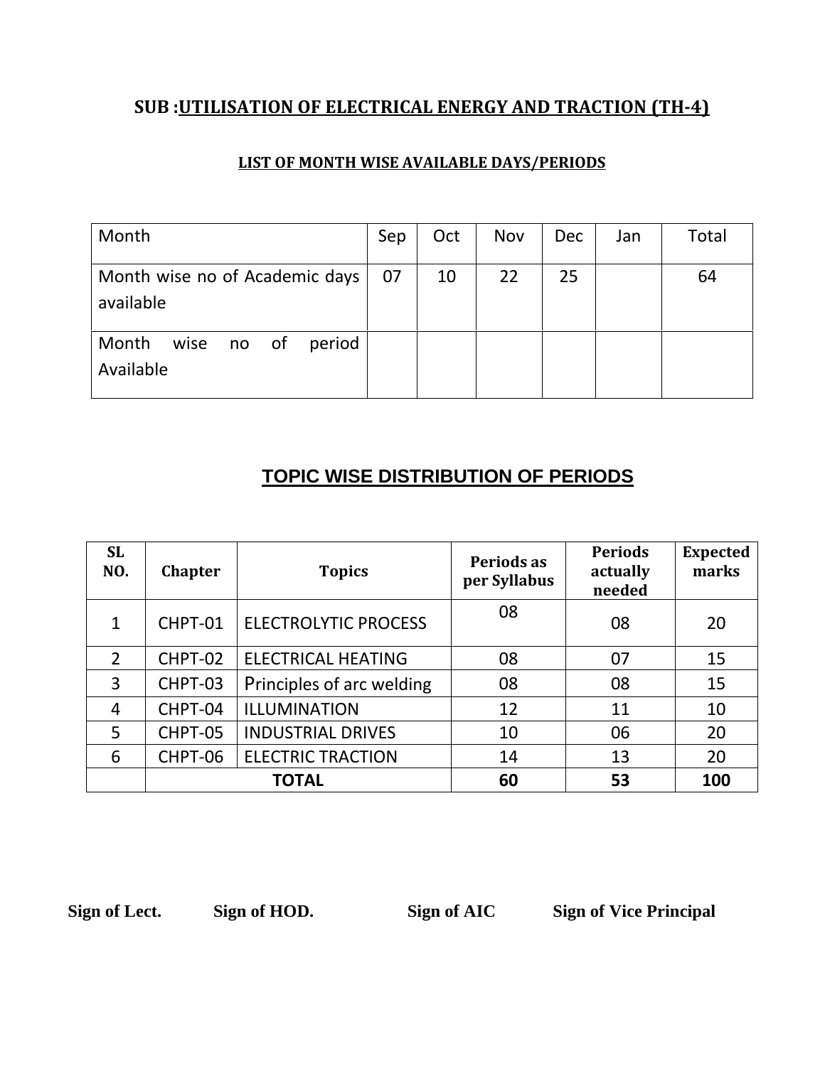## SUB :UTILISATION OF ELECTRICAL ENERGY AND TRACTION (TH-4)

### LIST OF MONTH WISE AVAILABLE DAYS/PERIODS

| Month | Sep | Oct | Nov | Dec | Jan | Total |
|---|---|---|---|---|---|---|
| Month wise no of Academic days available | 07 | 10 | 22 | 25 | | 64 |
| Month wise no of period Available | | | | | | |

## TOPIC WISE DISTRIBUTION OF PERIODS

| SL NO. | Chapter | Topics | Periods as per Syllabus | Periods actually needed | Expected marks |
|---|---|---|---|---|---|
| 1 | CHPT-01 | ELECTROLYTIC PROCESS | 08 | 08 | 20 |
| 2 | CHPT-02 | ELECTRICAL HEATING | 08 | 07 | 15 |
| 3 | CHPT-03 | Principles of arc welding | 08 | 08 | 15 |
| 4 | CHPT-04 | ILLUMINATION | 12 | 11 | 10 |
| 5 | CHPT-05 | INDUSTRIAL DRIVES | 10 | 06 | 20 |
| 6 | CHPT-06 | ELECTRIC TRACTION | 14 | 13 | 20 |
| | **TOTAL** | | **60** | **53** | **100** |

**Sign of Lect.** **Sign of HOD.** **Sign of AIC** **Sign of Vice Principal**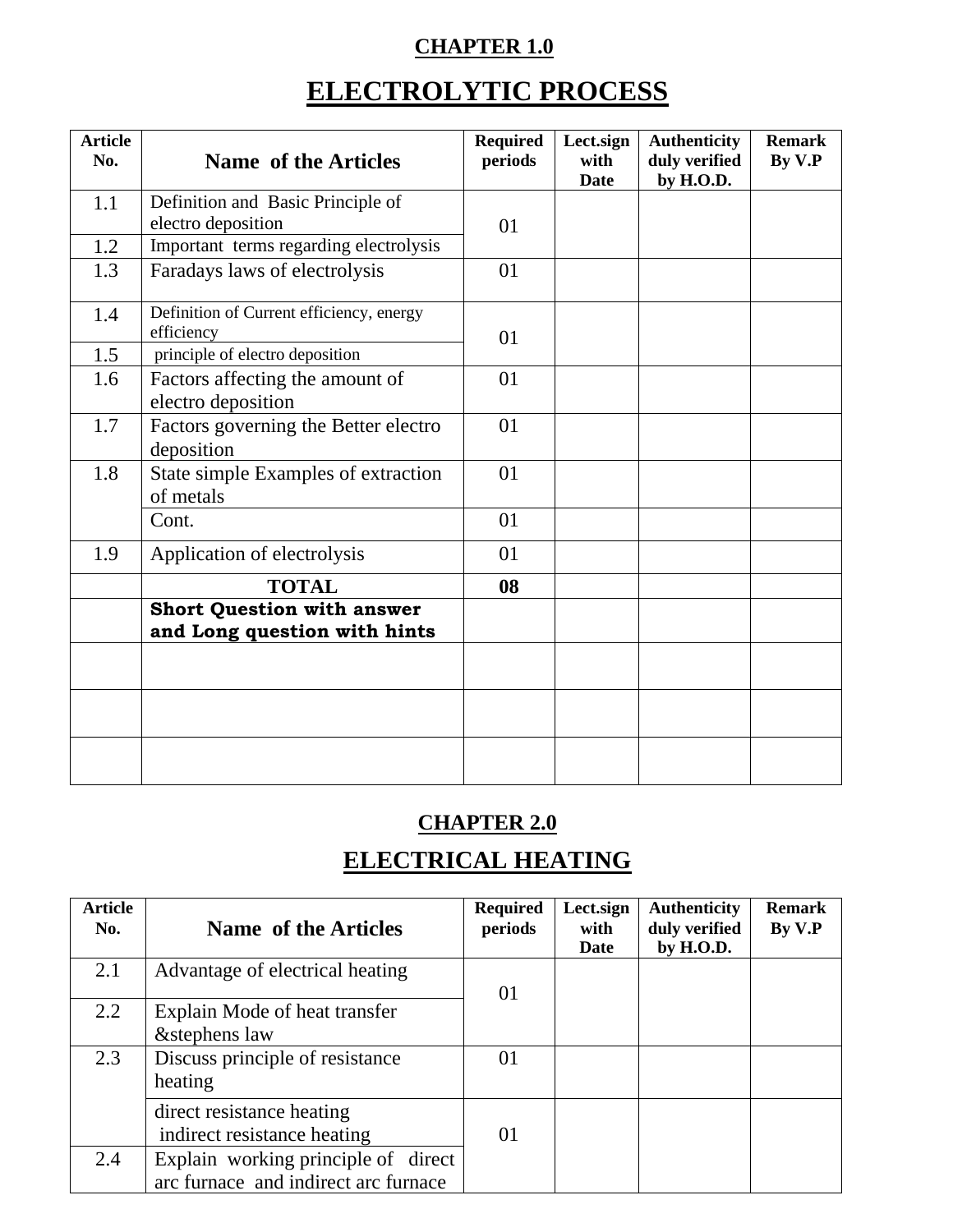**CHAPTER 1.0**

# ELECTROLYTIC PROCESS

| Article No. | Name of the Articles | Required periods | Lect.sign with Date | Authenticity duly verified by H.O.D. | Remark By V.P |
|---|---|---|---|---|---|
| 1.1 | Definition and Basic Principle of electro deposition | 01 | | | |
| 1.2 | Important terms regarding electrolysis | | | | |
| 1.3 | Faradays laws of electrolysis | 01 | | | |
| 1.4 | Definition of Current efficiency, energy efficiency | 01 | | | |
| 1.5 | principle of electro deposition | | | | |
| 1.6 | Factors affecting the amount of electro deposition | 01 | | | |
| 1.7 | Factors governing the Better electro deposition | 01 | | | |
| 1.8 | State simple Examples of extraction of metals | 01 | | | |
| | Cont. | 01 | | | |
| 1.9 | Application of electrolysis | 01 | | | |
| | **TOTAL** | **08** | | | |
| | **Short Question with answer and Long question with hints** | | | | |
| | | | | | |
| | | | | | |
| | | | | | |

**CHAPTER 2.0**

# ELECTRICAL HEATING

| Article No. | Name of the Articles | Required periods | Lect.sign with Date | Authenticity duly verified by H.O.D. | Remark By V.P |
|---|---|---|---|---|---|
| 2.1 | Advantage of electrical heating | 01 | | | |
| 2.2 | Explain Mode of heat transfer &stephens law | | | | |
| 2.3 | Discuss principle of resistance heating | 01 | | | |
| | direct resistance heating<br>indirect resistance heating | 01 | | | |
| 2.4 | Explain working principle of direct arc furnace and indirect arc furnace | | | | |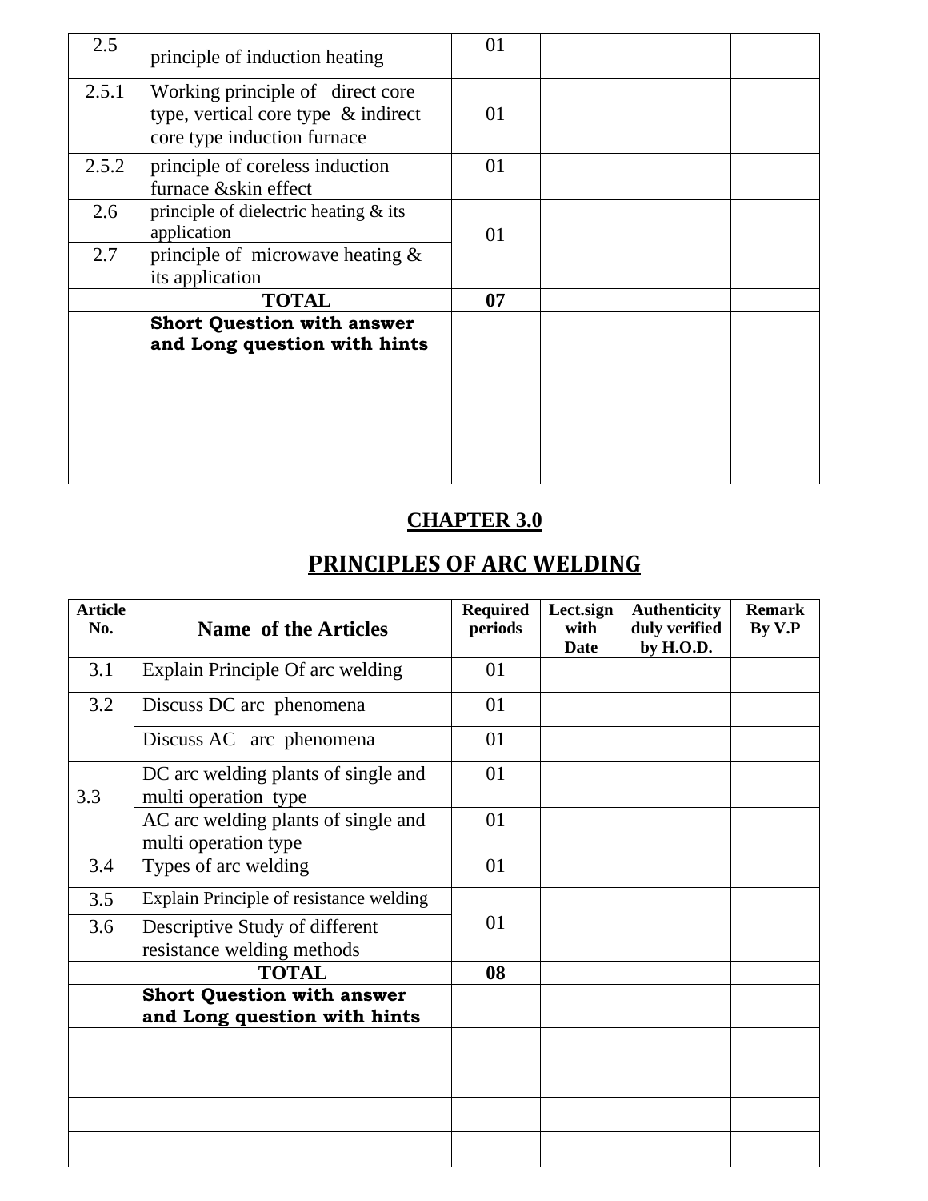| 2.5 | principle of induction heating | 01 | | | |
|---|---|---|---|---|---|
| 2.5.1 | Working principle of direct core type, vertical core type & indirect core type induction furnace | 01 | | | |
| 2.5.2 | principle of coreless induction furnace &skin effect | 01 | | | |
| 2.6 | principle of dielectric heating & its application | 01 | | | |
| 2.7 | principle of microwave heating & its application | | | | |
| | **TOTAL** | **07** | | | |
| | **Short Question with answer and Long question with hints** | | | | |
| | | | | | |
| | | | | | |
| | | | | | |
| | | | | | |

## CHAPTER 3.0

## PRINCIPLES OF ARC WELDING

| Article No. | Name of the Articles | Required periods | Lect.sign with Date | Authenticity duly verified by H.O.D. | Remark By V.P |
|---|---|---|---|---|---|
| 3.1 | Explain Principle Of arc welding | 01 | | | |
| 3.2 | Discuss DC arc phenomena | 01 | | | |
| | Discuss AC arc phenomena | 01 | | | |
| 3.3 | DC arc welding plants of single and multi operation type | 01 | | | |
| | AC arc welding plants of single and multi operation type | 01 | | | |
| 3.4 | Types of arc welding | 01 | | | |
| 3.5 | Explain Principle of resistance welding | 01 | | | |
| 3.6 | Descriptive Study of different resistance welding methods | | | | |
| | **TOTAL** | **08** | | | |
| | **Short Question with answer and Long question with hints** | | | | |
| | | | | | |
| | | | | | |
| | | | | | |
| | | | | | |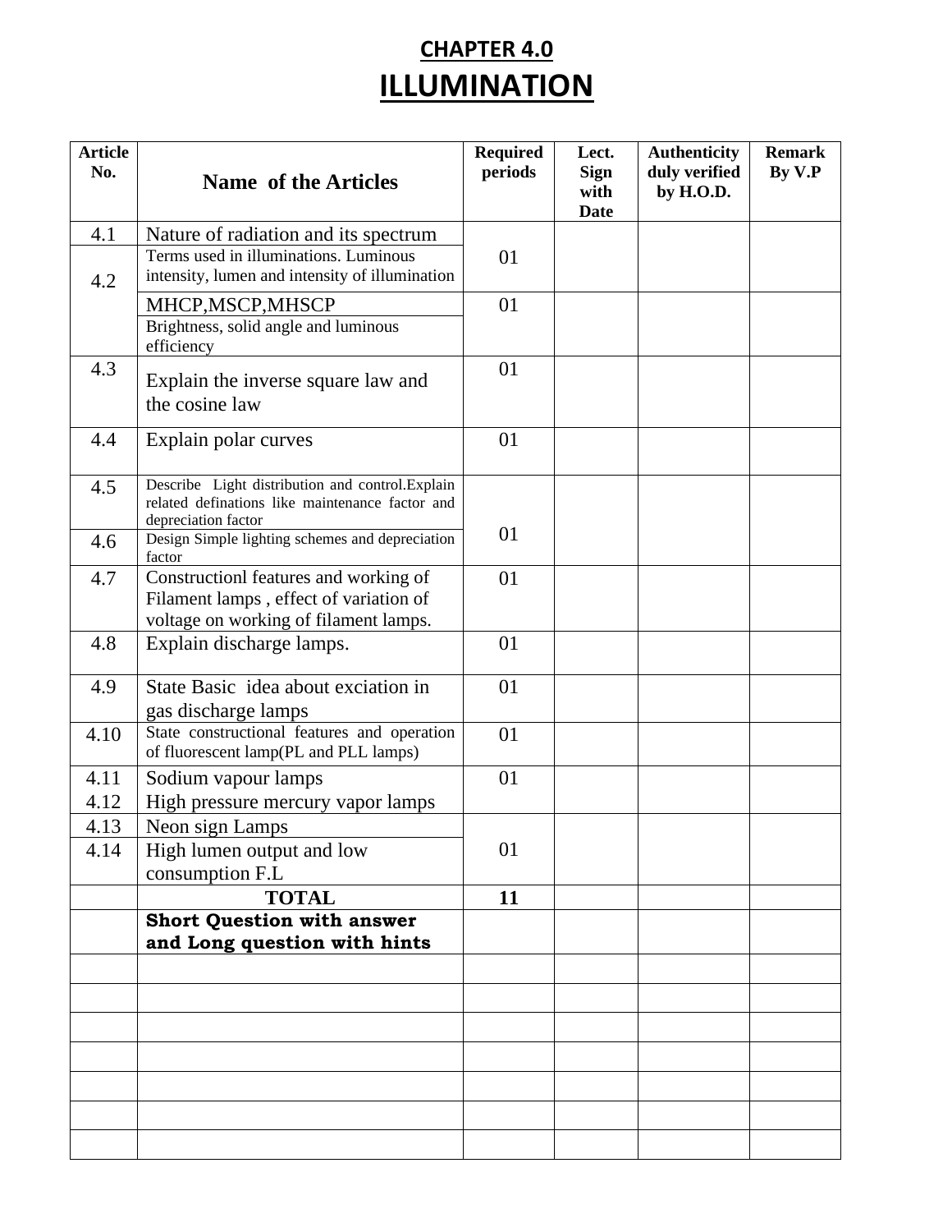# CHAPTER 4.0

# ILLUMINATION

| Article No. | Name of the Articles | Required periods | Lect. Sign with Date | Authenticity duly verified by H.O.D. | Remark By V.P |
|---|---|---|---|---|---|
| 4.1 | Nature of radiation and its spectrum | 01 | | | |
| 4.2 | Terms used in illuminations. Luminous intensity, lumen and intensity of illumination | | | | |
| | MHCP,MSCP,MHSCP | 01 | | | |
| | Brightness, solid angle and luminous efficiency | | | | |
| 4.3 | Explain the inverse square law and the cosine law | 01 | | | |
| 4.4 | Explain polar curves | 01 | | | |
| 4.5 | Describe Light distribution and control.Explain related definations like maintenance factor and depreciation factor | 01 | | | |
| 4.6 | Design Simple lighting schemes and depreciation factor | | | | |
| 4.7 | Constructionl features and working of Filament lamps , effect of variation of voltage on working of filament lamps. | 01 | | | |
| 4.8 | Explain discharge lamps. | 01 | | | |
| 4.9 | State Basic idea about exciation in gas discharge lamps | 01 | | | |
| 4.10 | State constructional features and operation of fluorescent lamp(PL and PLL lamps) | 01 | | | |
| 4.11<br>4.12 | Sodium vapour lamps<br>High pressure mercury vapor lamps | 01 | | | |
| 4.13 | Neon sign Lamps | 01 | | | |
| 4.14 | High lumen output and low consumption F.L | | | | |
| | **TOTAL** | **11** | | | |
| | **Short Question with answer and Long question with hints** | | | | |
| | | | | | |
| | | | | | |
| | | | | | |
| | | | | | |
| | | | | | |
| | | | | | |
| | | | | | |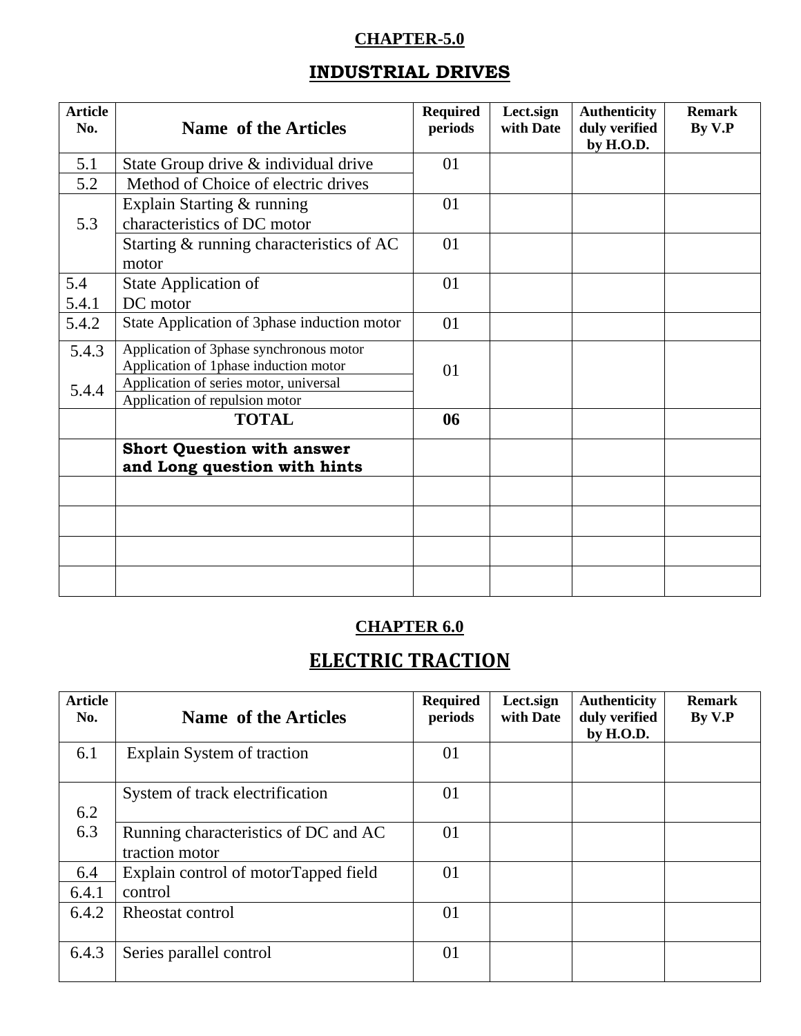**CHAPTER-5.0**

## INDUSTRIAL DRIVES

| Article No. | Name of the Articles | Required periods | Lect.sign with Date | Authenticity duly verified by H.O.D. | Remark By V.P |
|---|---|---|---|---|---|
| 5.1 | State Group drive & individual drive | 01 | | | |
| 5.2 | Method of Choice of electric drives | | | | |
| 5.3 | Explain Starting & running characteristics of DC motor | 01 | | | |
| | Starting & running characteristics of AC motor | 01 | | | |
| 5.4<br>5.4.1 | State Application of<br>DC motor | 01 | | | |
| 5.4.2 | State Application of 3phase induction motor | 01 | | | |
| 5.4.3 | Application of 3phase synchronous motor<br>Application of 1phase induction motor | 01 | | | |
| 5.4.4 | Application of series motor, universal<br>Application of repulsion motor | | | | |
| | **TOTAL** | **06** | | | |
| | **Short Question with answer and Long question with hints** | | | | |
| | | | | | |
| | | | | | |
| | | | | | |
| | | | | | |

**CHAPTER 6.0**

## ELECTRIC TRACTION

| Article No. | Name of the Articles | Required periods | Lect.sign with Date | Authenticity duly verified by H.O.D. | Remark By V.P |
|---|---|---|---|---|---|
| 6.1 | Explain System of traction | 01 | | | |
| 6.2<br>6.3 | System of track electrification | 01 | | | |
| | Running characteristics of DC and AC traction motor | 01 | | | |
| 6.4<br>6.4.1 | Explain control of motorTapped field control | 01 | | | |
| 6.4.2 | Rheostat control | 01 | | | |
| 6.4.3 | Series parallel control | 01 | | | |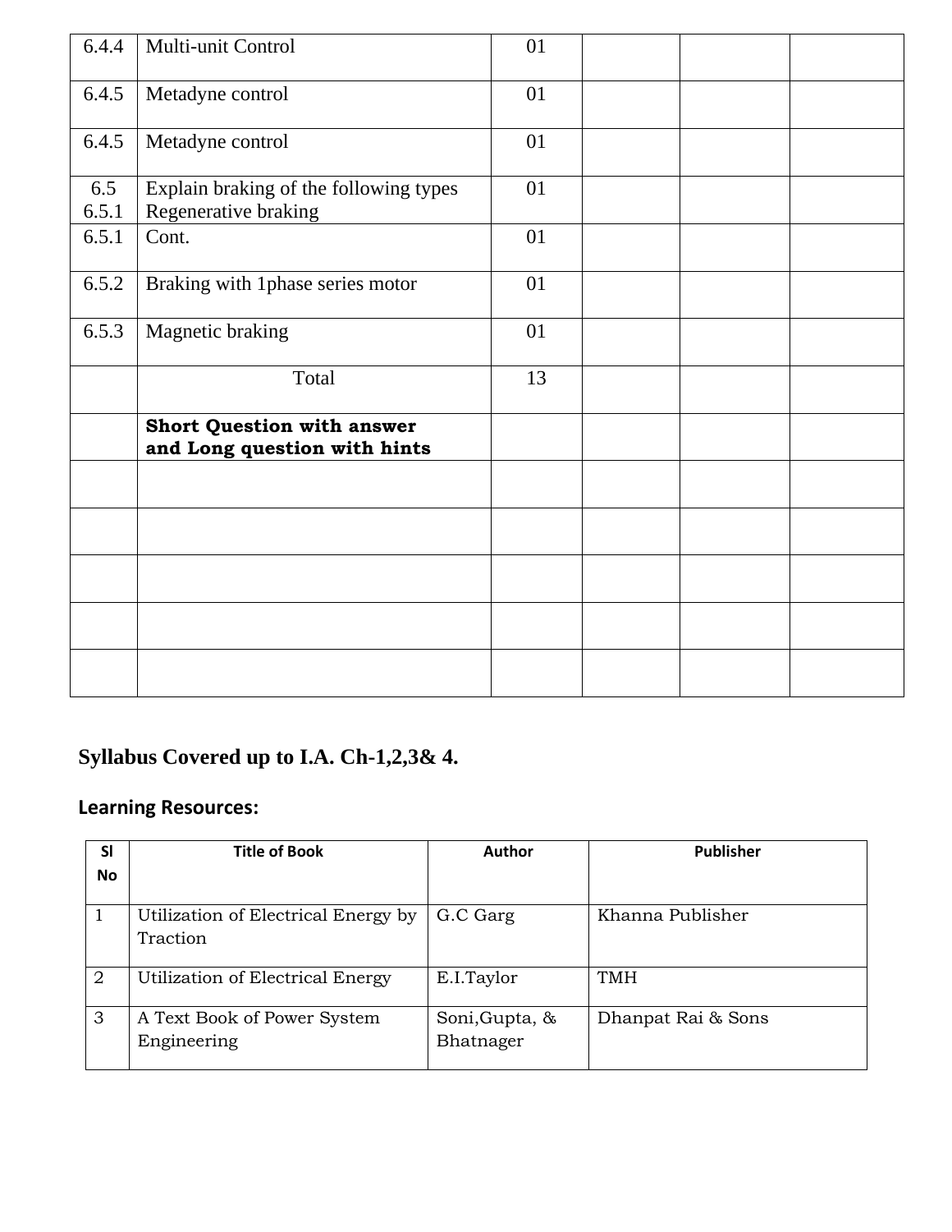| | | | | | |
|---|---|---|---|---|---|
| 6.4.4 | Multi-unit Control | 01 | | | |
| 6.4.5 | Metadyne control | 01 | | | |
| 6.4.5 | Metadyne control | 01 | | | |
| 6.5<br>6.5.1 | Explain braking of the following types<br>Regenerative braking | 01 | | | |
| 6.5.1 | Cont. | 01 | | | |
| 6.5.2 | Braking with 1phase series motor | 01 | | | |
| 6.5.3 | Magnetic braking | 01 | | | |
| | Total | 13 | | | |
| | **Short Question with answer and Long question with hints** | | | | |
| | | | | | |
| | | | | | |
| | | | | | |
| | | | | | |
| | | | | | |

**Syllabus Covered up to I.A. Ch-1,2,3& 4.**

## Learning Resources:

| Sl No | Title of Book | Author | Publisher |
|---|---|---|---|
| 1 | Utilization of Electrical Energy by Traction | G.C Garg | Khanna Publisher |
| 2 | Utilization of Electrical Energy | E.I.Taylor | TMH |
| 3 | A Text Book of Power System Engineering | Soni,Gupta, & Bhatnager | Dhanpat Rai & Sons |